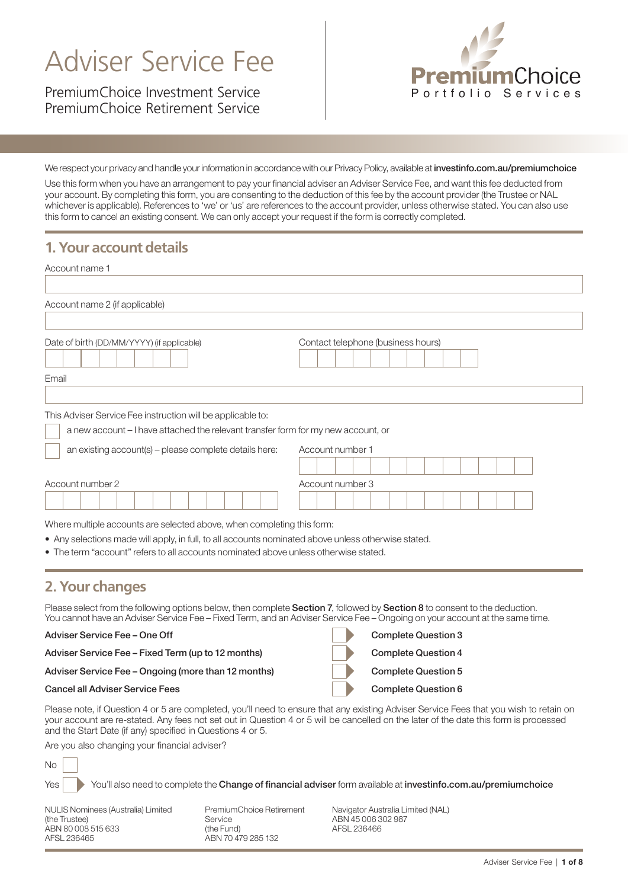# Adviser Service Fee

PremiumChoice Investment Service
PremiumChoice Retirement Service

PremiumChoice Portfolio Services

We respect your privacy and handle your information in accordance with our Privacy Policy, available at **investinfo.com.au/premiumchoice**

Use this form when you have an arrangement to pay your financial adviser an Adviser Service Fee, and want this fee deducted from your account. By completing this form, you are consenting to the deduction of this fee by the account provider (the Trustee or NAL whichever is applicable). References to 'we' or 'us' are references to the account provider, unless otherwise stated. You can also use this form to cancel an existing consent. We can only accept your request if the form is correctly completed.

## 1. Your account details

Account name 1

Account name 2 (if applicable)

Date of birth (DD/MM/YYYY) (if applicable)

Contact telephone (business hours)

Email

This Adviser Service Fee instruction will be applicable to:

☐ a new account – I have attached the relevant transfer form for my new account, or

☐ an existing account(s) – please complete details here:

Account number 1

Account number 2

Account number 3

Where multiple accounts are selected above, when completing this form:

- Any selections made will apply, in full, to all accounts nominated above unless otherwise stated.
- The term "account" refers to all accounts nominated above unless otherwise stated.

## 2. Your changes

Please select from the following options below, then complete **Section 7**, followed by **Section 8** to consent to the deduction. You cannot have an Adviser Service Fee – Fixed Term, and an Adviser Service Fee – Ongoing on your account at the same time.

| | | |
|---|---|---|
| Adviser Service Fee – One Off | ☐ | Complete Question 3 |
| Adviser Service Fee – Fixed Term (up to 12 months) | ☐ | Complete Question 4 |
| Adviser Service Fee – Ongoing (more than 12 months) | ☐ | Complete Question 5 |
| Cancel all Adviser Service Fees | ☐ | Complete Question 6 |

Please note, if Question 4 or 5 are completed, you'll need to ensure that any existing Adviser Service Fees that you wish to retain on your account are re-stated. Any fees not set out in Question 4 or 5 will be cancelled on the later of the date this form is processed and the Start Date (if any) specified in Questions 4 or 5.

Are you also changing your financial adviser?

No ☐

Yes ☐ You'll also need to complete the **Change of financial adviser** form available at **investinfo.com.au/premiumchoice**

NULIS Nominees (Australia) Limited (the Trustee) ABN 80 008 515 633 AFSL 236465

PremiumChoice Retirement Service (the Fund) ABN 70 479 285 132

Navigator Australia Limited (NAL) ABN 45 006 302 987 AFSL 236466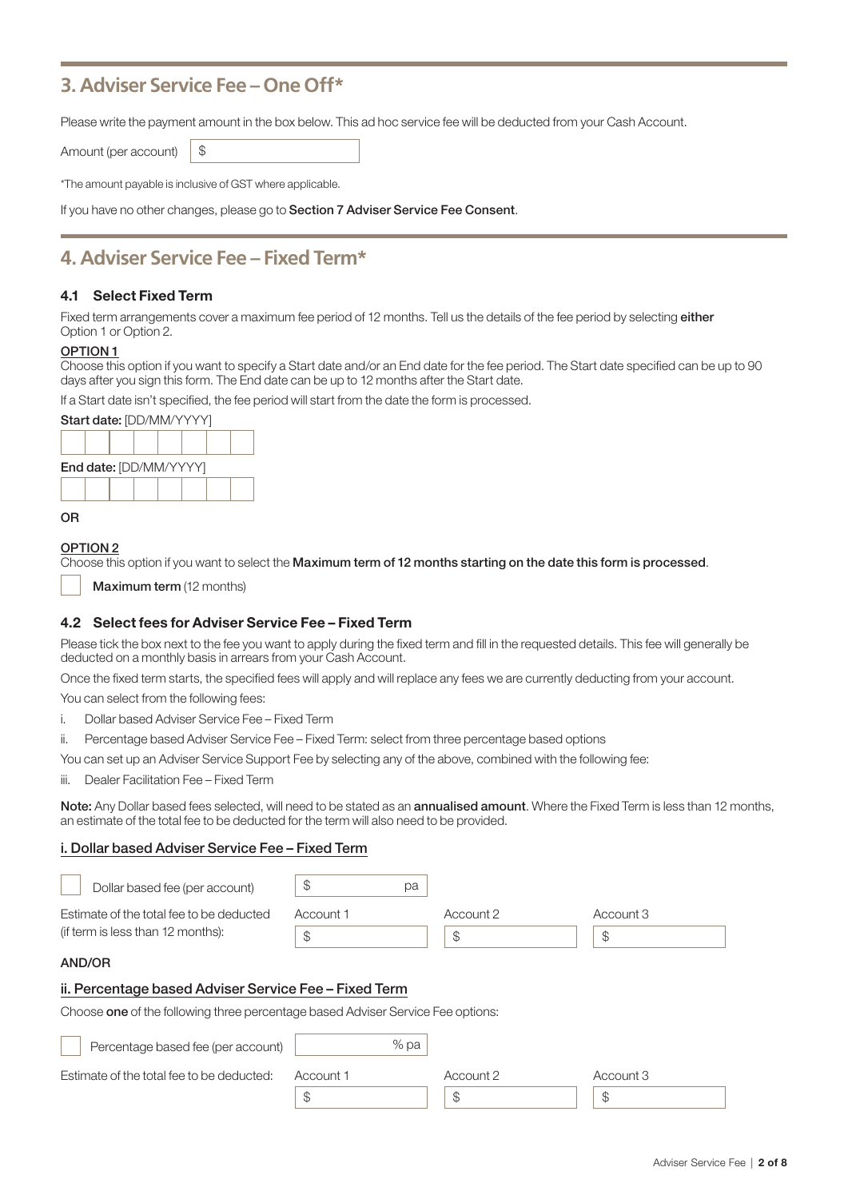## 3. Adviser Service Fee – One Off*

Please write the payment amount in the box below. This ad hoc service fee will be deducted from your Cash Account.

Amount (per account) $

*The amount payable is inclusive of GST where applicable.

If you have no other changes, please go to **Section 7 Adviser Service Fee Consent**.

## 4. Adviser Service Fee – Fixed Term*

### 4.1 Select Fixed Term

Fixed term arrangements cover a maximum fee period of 12 months. Tell us the details of the fee period by selecting **either** Option 1 or Option 2.

**OPTION 1**

Choose this option if you want to specify a Start date and/or an End date for the fee period. The Start date specified can be up to 90 days after you sign this form. The End date can be up to 12 months after the Start date.

If a Start date isn't specified, the fee period will start from the date the form is processed.

**Start date:** [DD/MM/YYYY]

**End date:** [DD/MM/YYYY]

**OR**

**OPTION 2**

Choose this option if you want to select the **Maximum term of 12 months starting on the date this form is processed**.

☐ **Maximum term** (12 months)

### 4.2 Select fees for Adviser Service Fee – Fixed Term

Please tick the box next to the fee you want to apply during the fixed term and fill in the requested details. This fee will generally be deducted on a monthly basis in arrears from your Cash Account.

Once the fixed term starts, the specified fees will apply and will replace any fees we are currently deducting from your account.

You can select from the following fees:

i. Dollar based Adviser Service Fee – Fixed Term

ii. Percentage based Adviser Service Fee – Fixed Term: select from three percentage based options

You can set up an Adviser Service Support Fee by selecting any of the above, combined with the following fee:

iii. Dealer Facilitation Fee – Fixed Term

**Note:** Any Dollar based fees selected, will need to be stated as an **annualised amount**. Where the Fixed Term is less than 12 months, an estimate of the total fee to be deducted for the term will also need to be provided.

**i. Dollar based Adviser Service Fee – Fixed Term**

☐ Dollar based fee (per account) $ pa

| | Account 1 | Account 2 | Account 3 |
|---|---|---|---|
| Estimate of the total fee to be deducted (if term is less than 12 months): | $ | $ | $ |

**AND/OR**

**ii. Percentage based Adviser Service Fee – Fixed Term**

Choose **one** of the following three percentage based Adviser Service Fee options:

☐ Percentage based fee (per account) % pa

| | Account 1 | Account 2 | Account 3 |
|---|---|---|---|
| Estimate of the total fee to be deducted: | $ | $ | $ |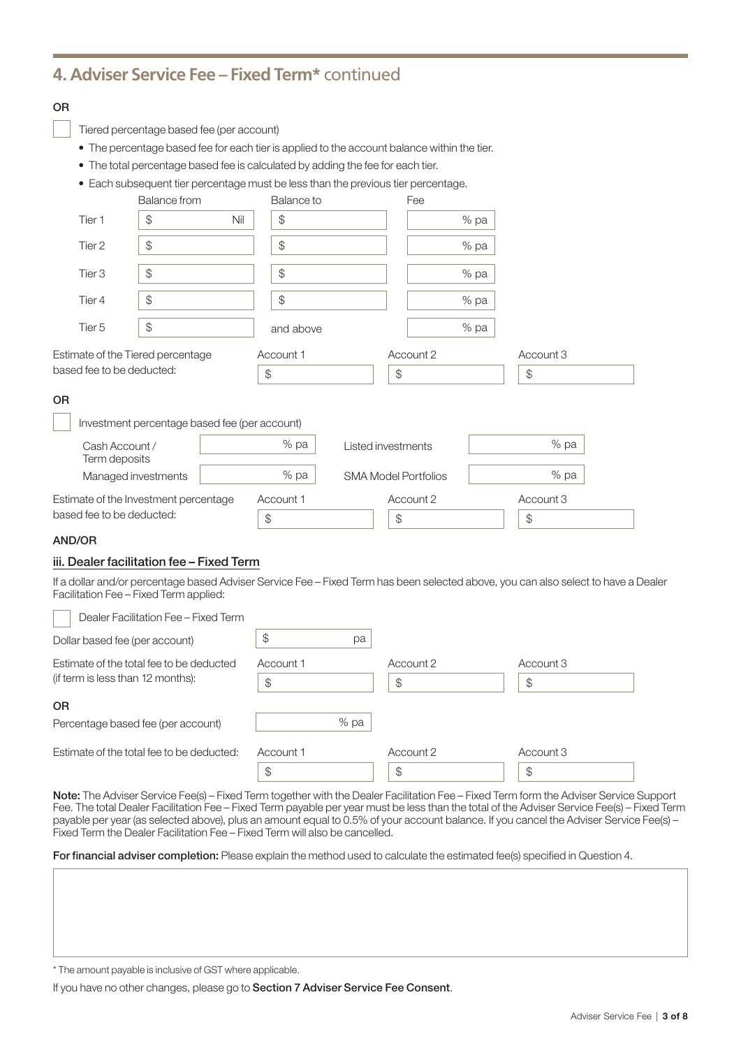## 4. Adviser Service Fee – Fixed Term* continued

OR

☐ Tiered percentage based fee (per account)

- The percentage based fee for each tier is applied to the account balance within the tier.
- The total percentage based fee is calculated by adding the fee for each tier.
- Each subsequent tier percentage must be less than the previous tier percentage.

| | Balance from | Balance to | Fee |
|---|---|---|---|
| Tier 1 | $ Nil | $ | % pa |
| Tier 2 | $ | $ | % pa |
| Tier 3 | $ | $ | % pa |
| Tier 4 | $ | $ | % pa |
| Tier 5 | $ | and above | % pa |

| | Account 1 | Account 2 | Account 3 |
|---|---|---|---|
| Estimate of the Tiered percentage based fee to be deducted: | $ | $ | $ |

OR

☐ Investment percentage based fee (per account)

| | | | |
|---|---|---|---|
| Cash Account / Term deposits | % pa | Listed investments | % pa |
| Managed investments | % pa | SMA Model Portfolios | % pa |

| | Account 1 | Account 2 | Account 3 |
|---|---|---|---|
| Estimate of the Investment percentage based fee to be deducted: | $ | $ | $ |

AND/OR

### iii. Dealer facilitation fee – Fixed Term

If a dollar and/or percentage based Adviser Service Fee – Fixed Term has been selected above, you can also select to have a Dealer Facilitation Fee – Fixed Term applied:

☐ Dealer Facilitation Fee – Fixed Term

Dollar based fee (per account): $ pa

| | Account 1 | Account 2 | Account 3 |
|---|---|---|---|
| Estimate of the total fee to be deducted (if term is less than 12 months): | $ | $ | $ |

OR

Percentage based fee (per account): % pa

| | Account 1 | Account 2 | Account 3 |
|---|---|---|---|
| Estimate of the total fee to be deducted: | $ | $ | $ |

**Note:** The Adviser Service Fee(s) – Fixed Term together with the Dealer Facilitation Fee – Fixed Term form the Adviser Service Support Fee. The total Dealer Facilitation Fee – Fixed Term payable per year must be less than the total of the Adviser Service Fee(s) – Fixed Term payable per year (as selected above), plus an amount equal to 0.5% of your account balance. If you cancel the Adviser Service Fee(s) – Fixed Term the Dealer Facilitation Fee – Fixed Term will also be cancelled.

**For financial adviser completion:** Please explain the method used to calculate the estimated fee(s) specified in Question 4.

\* The amount payable is inclusive of GST where applicable.

If you have no other changes, please go to **Section 7 Adviser Service Fee Consent**.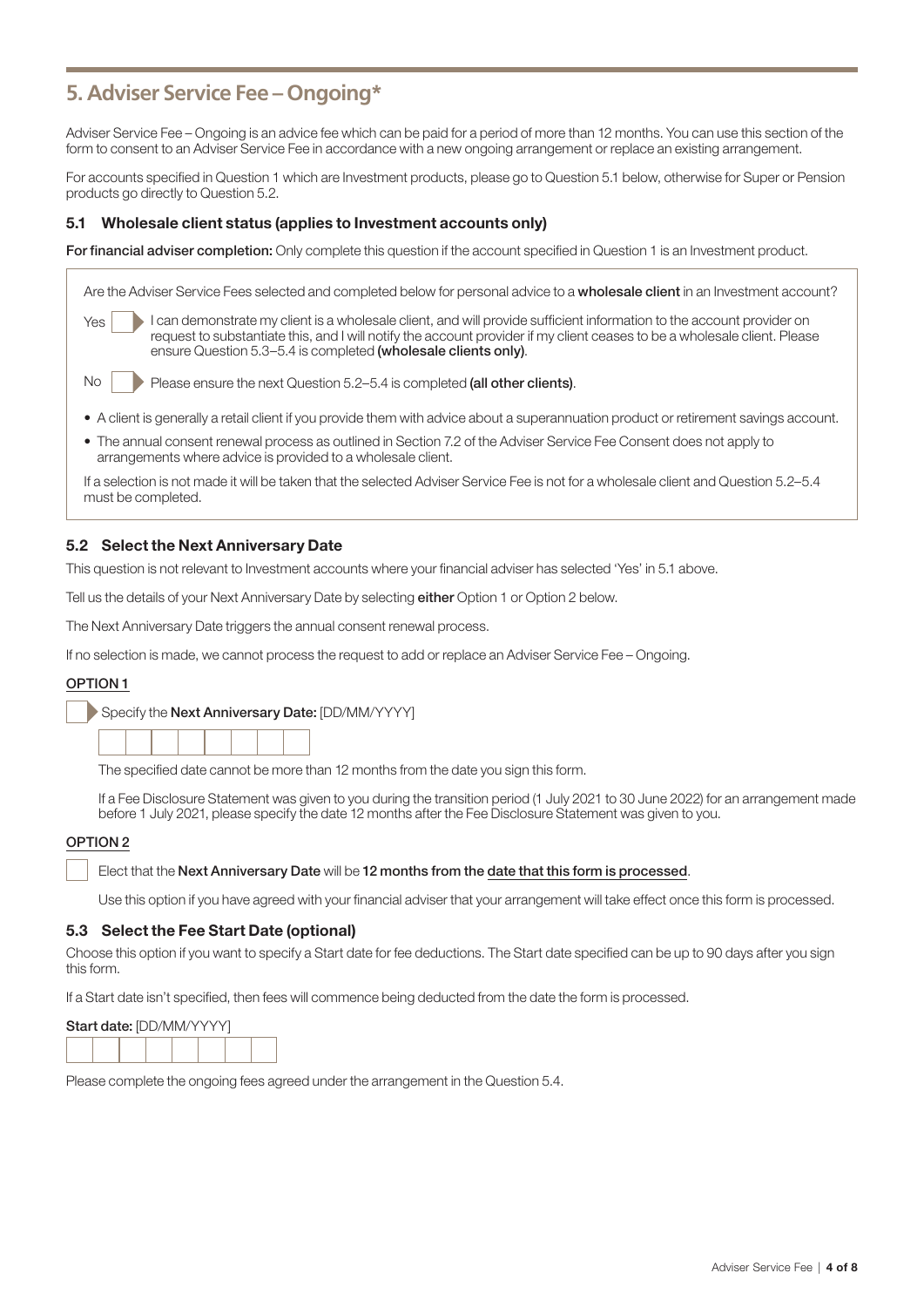## 5. Adviser Service Fee – Ongoing*

Adviser Service Fee – Ongoing is an advice fee which can be paid for a period of more than 12 months. You can use this section of the form to consent to an Adviser Service Fee in accordance with a new ongoing arrangement or replace an existing arrangement.

For accounts specified in Question 1 which are Investment products, please go to Question 5.1 below, otherwise for Super or Pension products go directly to Question 5.2.

### 5.1 Wholesale client status (applies to Investment accounts only)

**For financial adviser completion:** Only complete this question if the account specified in Question 1 is an Investment product.

Are the Adviser Service Fees selected and completed below for personal advice to a **wholesale client** in an Investment account?

Yes ☐ I can demonstrate my client is a wholesale client, and will provide sufficient information to the account provider on request to substantiate this, and I will notify the account provider if my client ceases to be a wholesale client. Please ensure Question 5.3–5.4 is completed **(wholesale clients only)**.

No ☐ Please ensure the next Question 5.2–5.4 is completed **(all other clients)**.

- A client is generally a retail client if you provide them with advice about a superannuation product or retirement savings account.
- The annual consent renewal process as outlined in Section 7.2 of the Adviser Service Fee Consent does not apply to arrangements where advice is provided to a wholesale client.

If a selection is not made it will be taken that the selected Adviser Service Fee is not for a wholesale client and Question 5.2–5.4 must be completed.

### 5.2 Select the Next Anniversary Date

This question is not relevant to Investment accounts where your financial adviser has selected 'Yes' in 5.1 above.

Tell us the details of your Next Anniversary Date by selecting **either** Option 1 or Option 2 below.

The Next Anniversary Date triggers the annual consent renewal process.

If no selection is made, we cannot process the request to add or replace an Adviser Service Fee – Ongoing.

**OPTION 1**

☐ Specify the **Next Anniversary Date:** [DD/MM/YYYY]

| | | | | | | | |
|---|---|---|---|---|---|---|---|
| | | | | | | | |

The specified date cannot be more than 12 months from the date you sign this form.

If a Fee Disclosure Statement was given to you during the transition period (1 July 2021 to 30 June 2022) for an arrangement made before 1 July 2021, please specify the date 12 months after the Fee Disclosure Statement was given to you.

**OPTION 2**

☐ Elect that the **Next Anniversary Date** will be **12 months from the date that this form is processed**.

Use this option if you have agreed with your financial adviser that your arrangement will take effect once this form is processed.

### 5.3 Select the Fee Start Date (optional)

Choose this option if you want to specify a Start date for fee deductions. The Start date specified can be up to 90 days after you sign this form.

If a Start date isn't specified, then fees will commence being deducted from the date the form is processed.

**Start date:** [DD/MM/YYYY]

| | | | | | | | |
|---|---|---|---|---|---|---|---|
| | | | | | | | |

Please complete the ongoing fees agreed under the arrangement in the Question 5.4.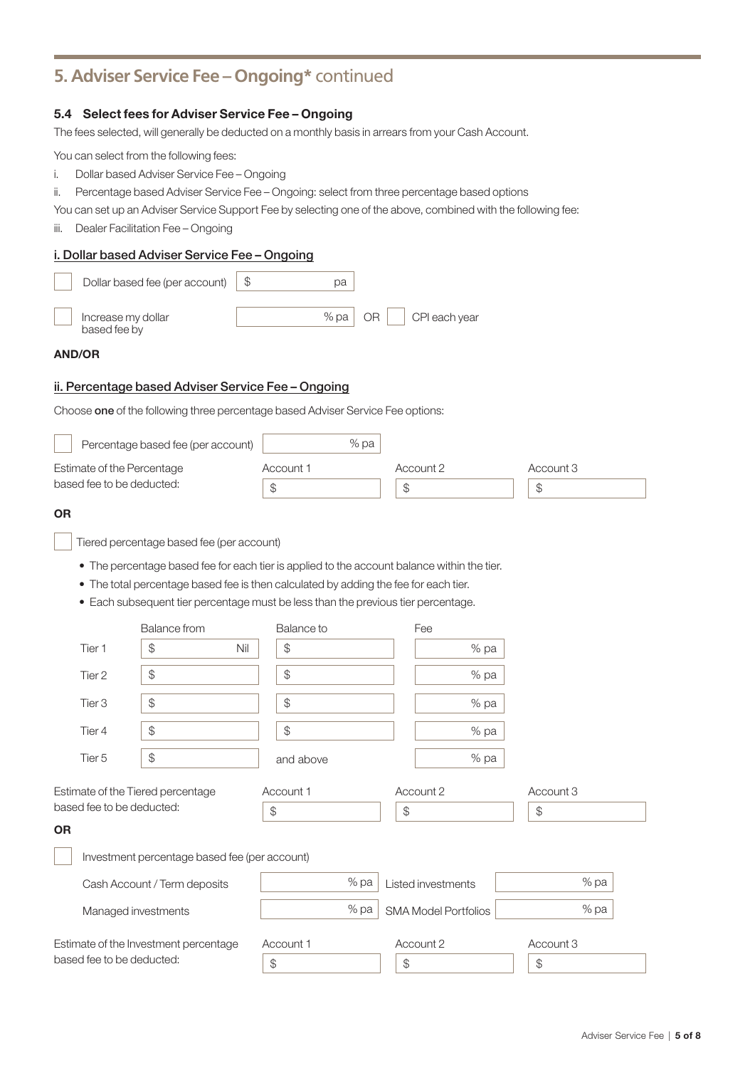## 5. Adviser Service Fee – Ongoing* continued

### 5.4 Select fees for Adviser Service Fee – Ongoing

The fees selected, will generally be deducted on a monthly basis in arrears from your Cash Account.

You can select from the following fees:

i. Dollar based Adviser Service Fee – Ongoing

ii. Percentage based Adviser Service Fee – Ongoing: select from three percentage based options

You can set up an Adviser Service Support Fee by selecting one of the above, combined with the following fee:

iii. Dealer Facilitation Fee – Ongoing

#### i. Dollar based Adviser Service Fee – Ongoing

☐ Dollar based fee (per account) $ ______ pa

☐ Increase my dollar based fee by ______ % pa OR ☐ CPI each year

**AND/OR**

#### ii. Percentage based Adviser Service Fee – Ongoing

Choose **one** of the following three percentage based Adviser Service Fee options:

☐ Percentage based fee (per account) ______ % pa

| Estimate of the Percentage based fee to be deducted: | Account 1 | Account 2 | Account 3 |
|---|---|---|---|
| | $ | $ | $ |

**OR**

☐ Tiered percentage based fee (per account)

- The percentage based fee for each tier is applied to the account balance within the tier.
- The total percentage based fee is then calculated by adding the fee for each tier.
- Each subsequent tier percentage must be less than the previous tier percentage.

| | Balance from | Balance to | Fee |
|---|---|---|---|
| Tier 1 | $ Nil | $ | % pa |
| Tier 2 | $ | $ | % pa |
| Tier 3 | $ | $ | % pa |
| Tier 4 | $ | $ | % pa |
| Tier 5 | $ | and above | % pa |

| Estimate of the Tiered percentage based fee to be deducted: | Account 1 | Account 2 | Account 3 |
|---|---|---|---|
| | $ | $ | $ |

**OR**

☐ Investment percentage based fee (per account)

| | | | |
|---|---|---|---|
| Cash Account / Term deposits | % pa | Listed investments | % pa |
| Managed investments | % pa | SMA Model Portfolios | % pa |

| Estimate of the Investment percentage based fee to be deducted: | Account 1 | Account 2 | Account 3 |
|---|---|---|---|
| | $ | $ | $ |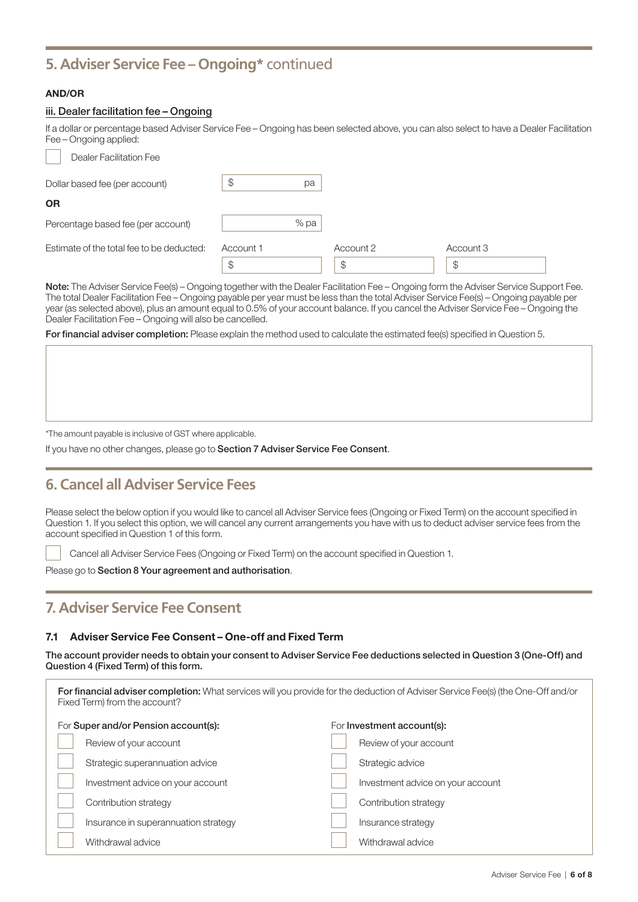## 5. Adviser Service Fee – Ongoing* continued

**AND/OR**

### iii. Dealer facilitation fee – Ongoing

If a dollar or percentage based Adviser Service Fee – Ongoing has been selected above, you can also select to have a Dealer Facilitation Fee – Ongoing applied:

☐ Dealer Facilitation Fee

Dollar based fee (per account) $ ______ pa

**OR**

Percentage based fee (per account) ______ % pa

| Estimate of the total fee to be deducted: | Account 1 | Account 2 | Account 3 |
|---|---|---|---|
| | $ | $ | $ |

**Note:** The Adviser Service Fee(s) – Ongoing together with the Dealer Facilitation Fee – Ongoing form the Adviser Service Support Fee. The total Dealer Facilitation Fee – Ongoing payable per year must be less than the total Adviser Service Fee(s) – Ongoing payable per year (as selected above), plus an amount equal to 0.5% of your account balance. If you cancel the Adviser Service Fee – Ongoing the Dealer Facilitation Fee – Ongoing will also be cancelled.

**For financial adviser completion:** Please explain the method used to calculate the estimated fee(s) specified in Question 5.

*The amount payable is inclusive of GST where applicable.

If you have no other changes, please go to **Section 7 Adviser Service Fee Consent**.

## 6. Cancel all Adviser Service Fees

Please select the below option if you would like to cancel all Adviser Service fees (Ongoing or Fixed Term) on the account specified in Question 1. If you select this option, we will cancel any current arrangements you have with us to deduct adviser service fees from the account specified in Question 1 of this form.

☐ Cancel all Adviser Service Fees (Ongoing or Fixed Term) on the account specified in Question 1.

Please go to **Section 8 Your agreement and authorisation**.

## 7. Adviser Service Fee Consent

### 7.1 Adviser Service Fee Consent – One-off and Fixed Term

**The account provider needs to obtain your consent to Adviser Service Fee deductions selected in Question 3 (One-Off) and Question 4 (Fixed Term) of this form.**

**For financial adviser completion:** What services will you provide for the deduction of Adviser Service Fee(s) (the One-Off and/or Fixed Term) from the account?

| For **Super and/or Pension account(s):** | For **Investment account(s):** |
|---|---|
| ☐ Review of your account | ☐ Review of your account |
| ☐ Strategic superannuation advice | ☐ Strategic advice |
| ☐ Investment advice on your account | ☐ Investment advice on your account |
| ☐ Contribution strategy | ☐ Contribution strategy |
| ☐ Insurance in superannuation strategy | ☐ Insurance strategy |
| ☐ Withdrawal advice | ☐ Withdrawal advice |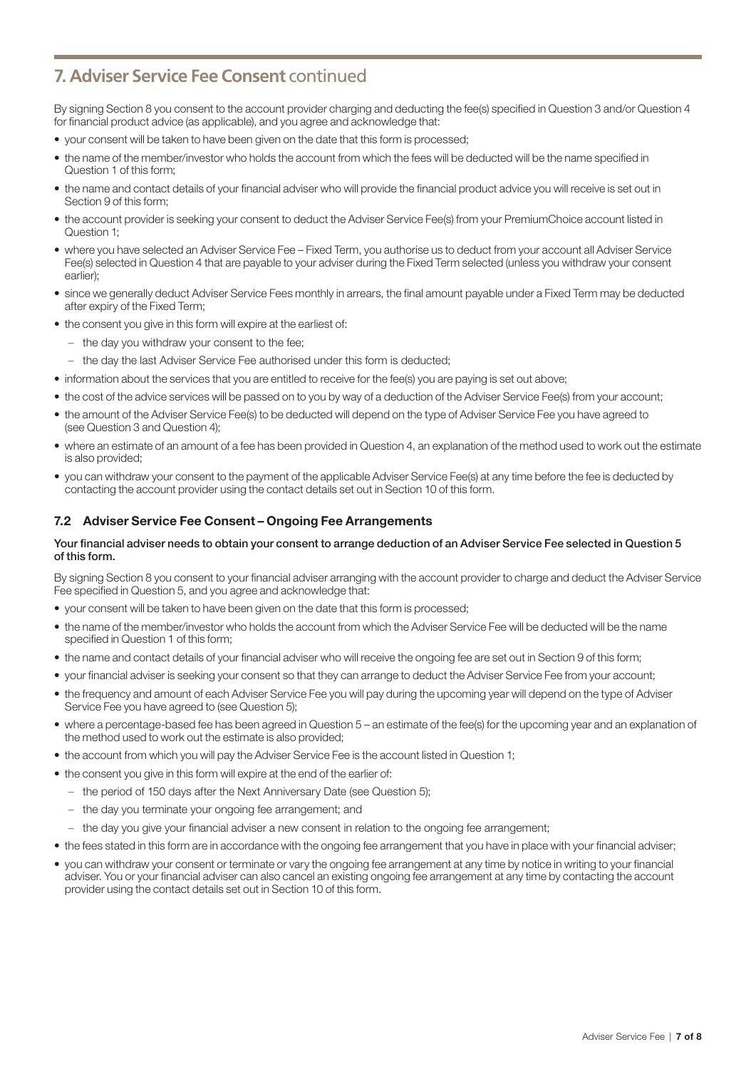## 7. Adviser Service Fee Consent continued

By signing Section 8 you consent to the account provider charging and deducting the fee(s) specified in Question 3 and/or Question 4 for financial product advice (as applicable), and you agree and acknowledge that:

- your consent will be taken to have been given on the date that this form is processed;
- the name of the member/investor who holds the account from which the fees will be deducted will be the name specified in Question 1 of this form;
- the name and contact details of your financial adviser who will provide the financial product advice you will receive is set out in Section 9 of this form;
- the account provider is seeking your consent to deduct the Adviser Service Fee(s) from your PremiumChoice account listed in Question 1;
- where you have selected an Adviser Service Fee – Fixed Term, you authorise us to deduct from your account all Adviser Service Fee(s) selected in Question 4 that are payable to your adviser during the Fixed Term selected (unless you withdraw your consent earlier);
- since we generally deduct Adviser Service Fees monthly in arrears, the final amount payable under a Fixed Term may be deducted after expiry of the Fixed Term;
- the consent you give in this form will expire at the earliest of:
  - the day you withdraw your consent to the fee;
  - the day the last Adviser Service Fee authorised under this form is deducted;
- information about the services that you are entitled to receive for the fee(s) you are paying is set out above;
- the cost of the advice services will be passed on to you by way of a deduction of the Adviser Service Fee(s) from your account;
- the amount of the Adviser Service Fee(s) to be deducted will depend on the type of Adviser Service Fee you have agreed to (see Question 3 and Question 4);
- where an estimate of an amount of a fee has been provided in Question 4, an explanation of the method used to work out the estimate is also provided;
- you can withdraw your consent to the payment of the applicable Adviser Service Fee(s) at any time before the fee is deducted by contacting the account provider using the contact details set out in Section 10 of this form.

### 7.2 Adviser Service Fee Consent – Ongoing Fee Arrangements

**Your financial adviser needs to obtain your consent to arrange deduction of an Adviser Service Fee selected in Question 5 of this form.**

By signing Section 8 you consent to your financial adviser arranging with the account provider to charge and deduct the Adviser Service Fee specified in Question 5, and you agree and acknowledge that:

- your consent will be taken to have been given on the date that this form is processed;
- the name of the member/investor who holds the account from which the Adviser Service Fee will be deducted will be the name specified in Question 1 of this form;
- the name and contact details of your financial adviser who will receive the ongoing fee are set out in Section 9 of this form;
- your financial adviser is seeking your consent so that they can arrange to deduct the Adviser Service Fee from your account;
- the frequency and amount of each Adviser Service Fee you will pay during the upcoming year will depend on the type of Adviser Service Fee you have agreed to (see Question 5);
- where a percentage-based fee has been agreed in Question 5 – an estimate of the fee(s) for the upcoming year and an explanation of the method used to work out the estimate is also provided;
- the account from which you will pay the Adviser Service Fee is the account listed in Question 1;
- the consent you give in this form will expire at the end of the earlier of:
  - the period of 150 days after the Next Anniversary Date (see Question 5);
  - the day you terminate your ongoing fee arrangement; and
  - the day you give your financial adviser a new consent in relation to the ongoing fee arrangement;
- the fees stated in this form are in accordance with the ongoing fee arrangement that you have in place with your financial adviser;
- you can withdraw your consent or terminate or vary the ongoing fee arrangement at any time by notice in writing to your financial adviser. You or your financial adviser can also cancel an existing ongoing fee arrangement at any time by contacting the account provider using the contact details set out in Section 10 of this form.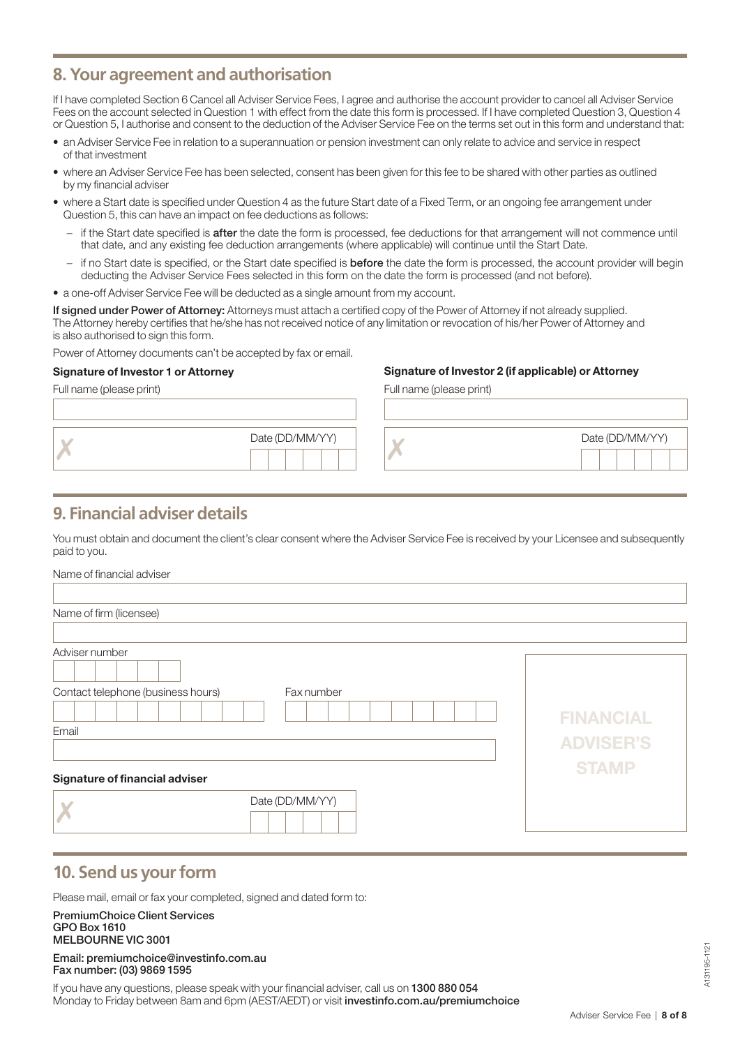## 8. Your agreement and authorisation

If I have completed Section 6 Cancel all Adviser Service Fees, I agree and authorise the account provider to cancel all Adviser Service Fees on the account selected in Question 1 with effect from the date this form is processed. If I have completed Question 3, Question 4 or Question 5, I authorise and consent to the deduction of the Adviser Service Fee on the terms set out in this form and understand that:

- an Adviser Service Fee in relation to a superannuation or pension investment can only relate to advice and service in respect of that investment
- where an Adviser Service Fee has been selected, consent has been given for this fee to be shared with other parties as outlined by my financial adviser
- where a Start date is specified under Question 4 as the future Start date of a Fixed Term, or an ongoing fee arrangement under Question 5, this can have an impact on fee deductions as follows:
  - if the Start date specified is **after** the date the form is processed, fee deductions for that arrangement will not commence until that date, and any existing fee deduction arrangements (where applicable) will continue until the Start Date.
  - if no Start date is specified, or the Start date specified is **before** the date the form is processed, the account provider will begin deducting the Adviser Service Fees selected in this form on the date the form is processed (and not before).
- a one-off Adviser Service Fee will be deducted as a single amount from my account.

**If signed under Power of Attorney:** Attorneys must attach a certified copy of the Power of Attorney if not already supplied. The Attorney hereby certifies that he/she has not received notice of any limitation or revocation of his/her Power of Attorney and is also authorised to sign this form.

Power of Attorney documents can't be accepted by fax or email.

**Signature of Investor 1 or Attorney**

Full name (please print)

✗ Date (DD/MM/YY)

**Signature of Investor 2 (if applicable) or Attorney**

Full name (please print)

✗ Date (DD/MM/YY)

## 9. Financial adviser details

You must obtain and document the client's clear consent where the Adviser Service Fee is received by your Licensee and subsequently paid to you.

Name of financial adviser

Name of firm (licensee)

Adviser number

Contact telephone (business hours)

Fax number

Email

**Signature of financial adviser**

✗ Date (DD/MM/YY)

FINANCIAL ADVISER'S STAMP

## 10. Send us your form

Please mail, email or fax your completed, signed and dated form to:

**PremiumChoice Client Services**
**GPO Box 1610**
**MELBOURNE VIC 3001**

**Email: premiumchoice@investinfo.com.au**
**Fax number: (03) 9869 1595**

If you have any questions, please speak with your financial adviser, call us on **1300 880 054** Monday to Friday between 8am and 6pm (AEST/AEDT) or visit **investinfo.com.au/premiumchoice**

A131195-1121